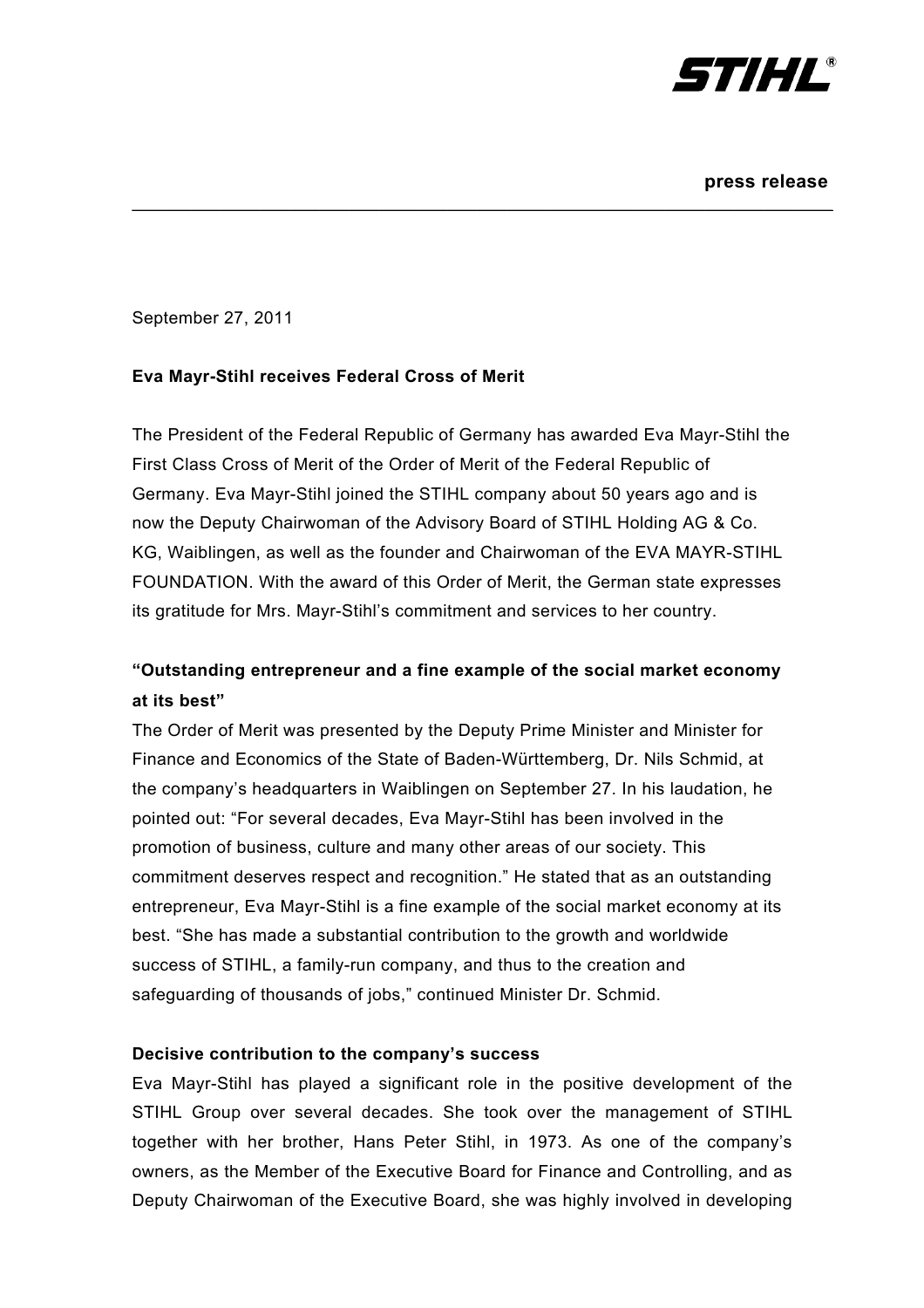**press release**

September 27, 2011

**Eva Mayr-Stihl receives Federal Cross of Merit**

The President of the Federal Republic of Germany has awarded Eva Mayr-Stihl the First Class Cross of Merit of the Order of Merit of the Federal Republic of Germany. Eva Mayr-Stihl joined the STIHL company about 50 years ago and is now the Deputy Chairwoman of the Advisory Board of STIHL Holding AG & Co. KG, Waiblingen, as well as the founder and Chairwoman of the EVA MAYR-STIHL FOUNDATION. With the award of this Order of Merit, the German state expresses its gratitude for Mrs. Mayr-Stihl's commitment and services to her country.

**"Outstanding entrepreneur and a fine example of the social market economy at its best"**

The Order of Merit was presented by the Deputy Prime Minister and Minister for Finance and Economics of the State of Baden-Württemberg, Dr. Nils Schmid, at the company's headquarters in Waiblingen on September 27. In his laudation, he pointed out: "For several decades, Eva Mayr-Stihl has been involved in the promotion of business, culture and many other areas of our society. This commitment deserves respect and recognition." He stated that as an outstanding entrepreneur, Eva Mayr-Stihl is a fine example of the social market economy at its best. "She has made a substantial contribution to the growth and worldwide success of STIHL, a family-run company, and thus to the creation and safeguarding of thousands of jobs," continued Minister Dr. Schmid.

**Decisive contribution to the company's success**

Eva Mayr-Stihl has played a significant role in the positive development of the STIHL Group over several decades. She took over the management of STIHL together with her brother, Hans Peter Stihl, in 1973. As one of the company's owners, as the Member of the Executive Board for Finance and Controlling, and as Deputy Chairwoman of the Executive Board, she was highly involved in developing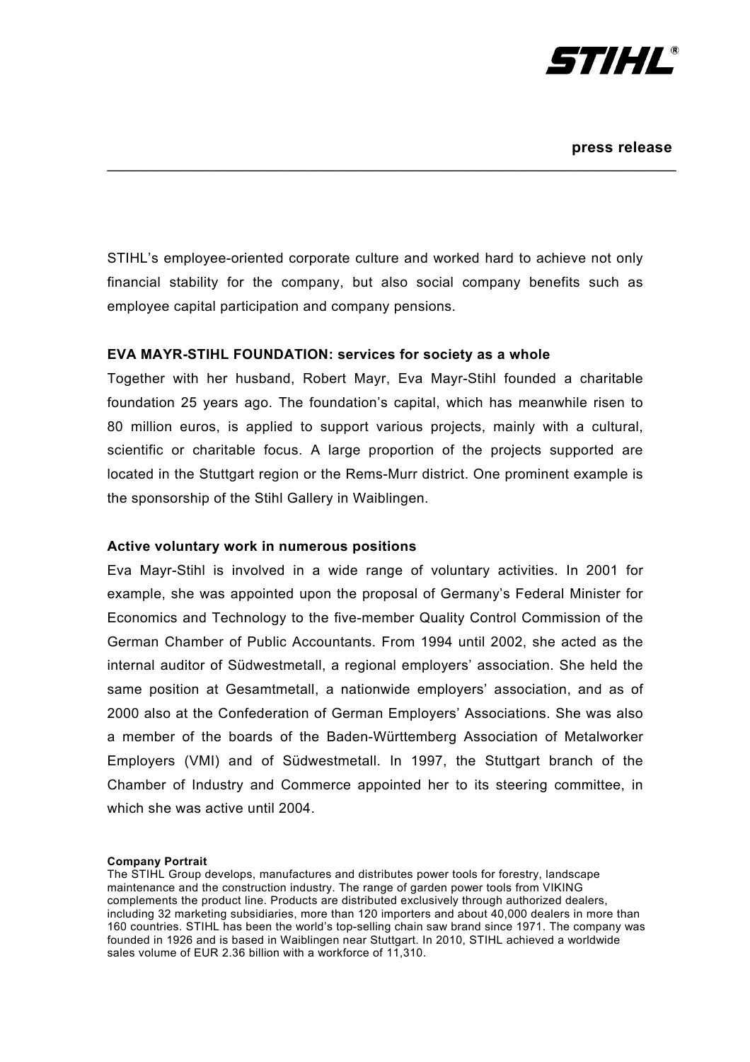STIHL's employee-oriented corporate culture and worked hard to achieve not only financial stability for the company, but also social company benefits such as employee capital participation and company pensions.

**EVA MAYR-STIHL FOUNDATION: services for society as a whole**

Together with her husband, Robert Mayr, Eva Mayr-Stihl founded a charitable foundation 25 years ago. The foundation's capital, which has meanwhile risen to 80 million euros, is applied to support various projects, mainly with a cultural, scientific or charitable focus. A large proportion of the projects supported are located in the Stuttgart region or the Rems-Murr district. One prominent example is the sponsorship of the Stihl Gallery in Waiblingen.

**Active voluntary work in numerous positions**

Eva Mayr-Stihl is involved in a wide range of voluntary activities. In 2001 for example, she was appointed upon the proposal of Germany's Federal Minister for Economics and Technology to the five-member Quality Control Commission of the German Chamber of Public Accountants. From 1994 until 2002, she acted as the internal auditor of Südwestmetall, a regional employers' association. She held the same position at Gesamtmetall, a nationwide employers' association, and as of 2000 also at the Confederation of German Employers' Associations. She was also a member of the boards of the Baden-Württemberg Association of Metalworker Employers (VMI) and of Südwestmetall. In 1997, the Stuttgart branch of the Chamber of Industry and Commerce appointed her to its steering committee, in which she was active until 2004.

**Company Portrait**

The STIHL Group develops, manufactures and distributes power tools for forestry, landscape maintenance and the construction industry. The range of garden power tools from VIKING complements the product line. Products are distributed exclusively through authorized dealers, including 32 marketing subsidiaries, more than 120 importers and about 40,000 dealers in more than 160 countries. STIHL has been the world's top-selling chain saw brand since 1971. The company was founded in 1926 and is based in Waiblingen near Stuttgart. In 2010, STIHL achieved a worldwide sales volume of EUR 2.36 billion with a workforce of 11,310.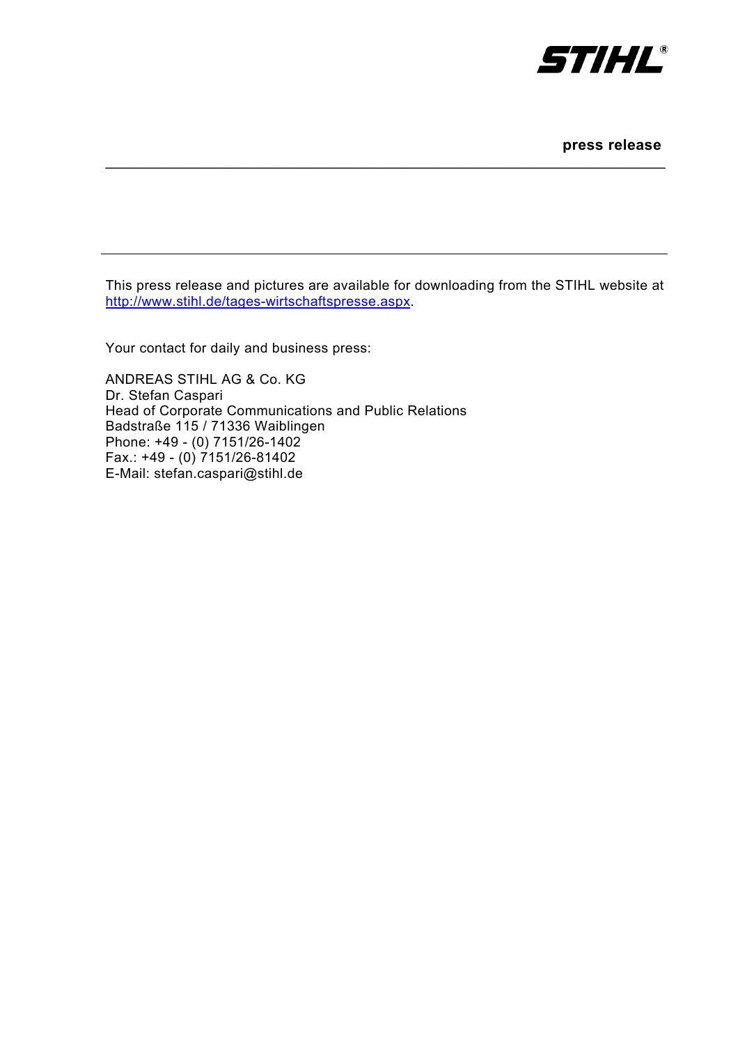This press release and pictures are available for downloading from the STIHL website at [http://www.stihl.de/tages-wirtschaftspresse.aspx](http://www.stihl.de/tages-wirtschaftspresse.aspx).

Your contact for daily and business press:

ANDREAS STIHL AG & Co. KG
Dr. Stefan Caspari
Head of Corporate Communications and Public Relations
Badstraße 115 / 71336 Waiblingen
Phone: +49 - (0) 7151/26-1402
Fax.: +49 - (0) 7151/26-81402
E-Mail: stefan.caspari@stihl.de